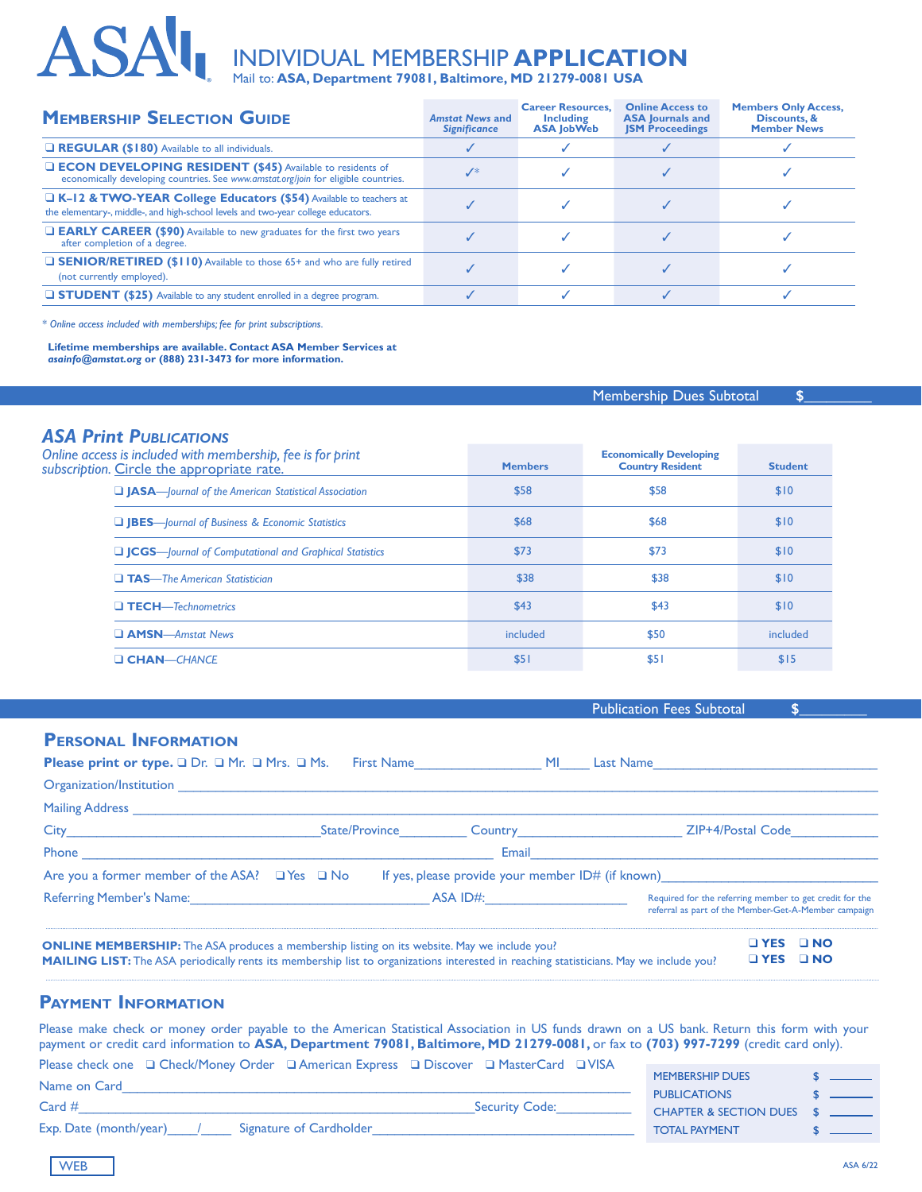# ASA INDIVIDUAL MEMBERSHIP **APPLICATION**

Mail to: **ASA, Department 79081, Baltimore, MD 21279-0081 USA**

## Membership Selection Guide

| | *Amstat News* and *Significance* | Career Resources, Including ASA JobWeb | Online Access to ASA Journals and JSM Proceedings | Members Only Access, Discounts, & Member News |
|---|---|---|---|---|
| ❑ **REGULAR ($180)** Available to all individuals. | ✓ | ✓ | ✓ | ✓ |
| ❑ **ECON DEVELOPING RESIDENT ($45)** Available to residents of economically developing countries. See *www.amstat.org/join* for eligible countries. | ✓* | ✓ | ✓ | ✓ |
| ❑ **K–12 & TWO-YEAR College Educators ($54)** Available to teachers at the elementary-, middle-, and high-school levels and two-year college educators. | ✓ | ✓ | ✓ | ✓ |
| ❑ **EARLY CAREER ($90)** Available to new graduates for the first two years after completion of a degree. | ✓ | ✓ | ✓ | ✓ |
| ❑ **SENIOR/RETIRED ($110)** Available to those 65+ and who are fully retired (not currently employed). | ✓ | ✓ | ✓ | ✓ |
| ❑ **STUDENT ($25)** Available to any student enrolled in a degree program. | ✓ | ✓ | ✓ | ✓ |

*\* Online access included with memberships; fee for print subscriptions.*

**Lifetime memberships are available. Contact ASA Member Services at *asainfo@amstat.org* or (888) 231-3473 for more information.**

Membership Dues Subtotal $__________

## *ASA Print Publications*

*Online access is included with membership, fee is for print subscription.* Circle the appropriate rate.

| | Members | Economically Developing Country Resident | Student |
|---|---|---|---|
| ❑ **JASA**—*Journal of the American Statistical Association* | $58 | $58 | $10 |
| ❑ **JBES**—*Journal of Business & Economic Statistics* | $68 | $68 | $10 |
| ❑ **JCGS**—*Journal of Computational and Graphical Statistics* | $73 | $73 | $10 |
| ❑ **TAS**—*The American Statistician* | $38 | $38 | $10 |
| ❑ **TECH**—*Technometrics* | $43 | $43 | $10 |
| ❑ **AMSN**—*Amstat News* | included | $50 | included |
| ❑ **CHAN**—*CHANCE* | $51 | $51 | $15 |

Publication Fees Subtotal $__________

## Personal Information

**Please print or type.** ❑ Dr. ❑ Mr. ❑ Mrs. ❑ Ms. First Name__________________ MI_____ Last Name__________________________________

Organization/Institution ____________________________________________________________________________

Mailing Address ____________________________________________________________________________

City____________________________________State/Province__________ Country_______________________ ZIP+4/Postal Code____________

Phone ____________________________________________________________ Email__________________________________________________

Are you a former member of the ASA? ❑ Yes ❑ No If yes, please provide your member ID# (if known)_____________________________

Referring Member's Name:___________________________________ ASA ID#:_____________________

Required for the referring member to get credit for the referral as part of the Member-Get-A-Member campaign

**ONLINE MEMBERSHIP:** The ASA produces a membership listing on its website. May we include you? ❑ **YES** ❑ **NO**

**MAILING LIST:** The ASA periodically rents its membership list to organizations interested in reaching statisticians. May we include you? ❑ **YES** ❑ **NO**

## Payment Information

Please make check or money order payable to the American Statistical Association in US funds drawn on a US bank. Return this form with your payment or credit card information to **ASA, Department 79081, Baltimore, MD 21279-0081,** or fax to **(703) 997-7299** (credit card only).

Please check one ❑ Check/Money Order ❑ American Express ❑ Discover ❑ MasterCard ❑ VISA

Name on Card____________________________________________________________________

Card #_____________________________________________________ Security Code:___________

Exp. Date (month/year)____/_____ Signature of Cardholder______________________________________

| | |
|---|---|
| MEMBERSHIP DUES | $ _______ |
| PUBLICATIONS | $ _______ |
| CHAPTER & SECTION DUES | $ _______ |
| TOTAL PAYMENT | $ _______ |

WEB

ASA 6/22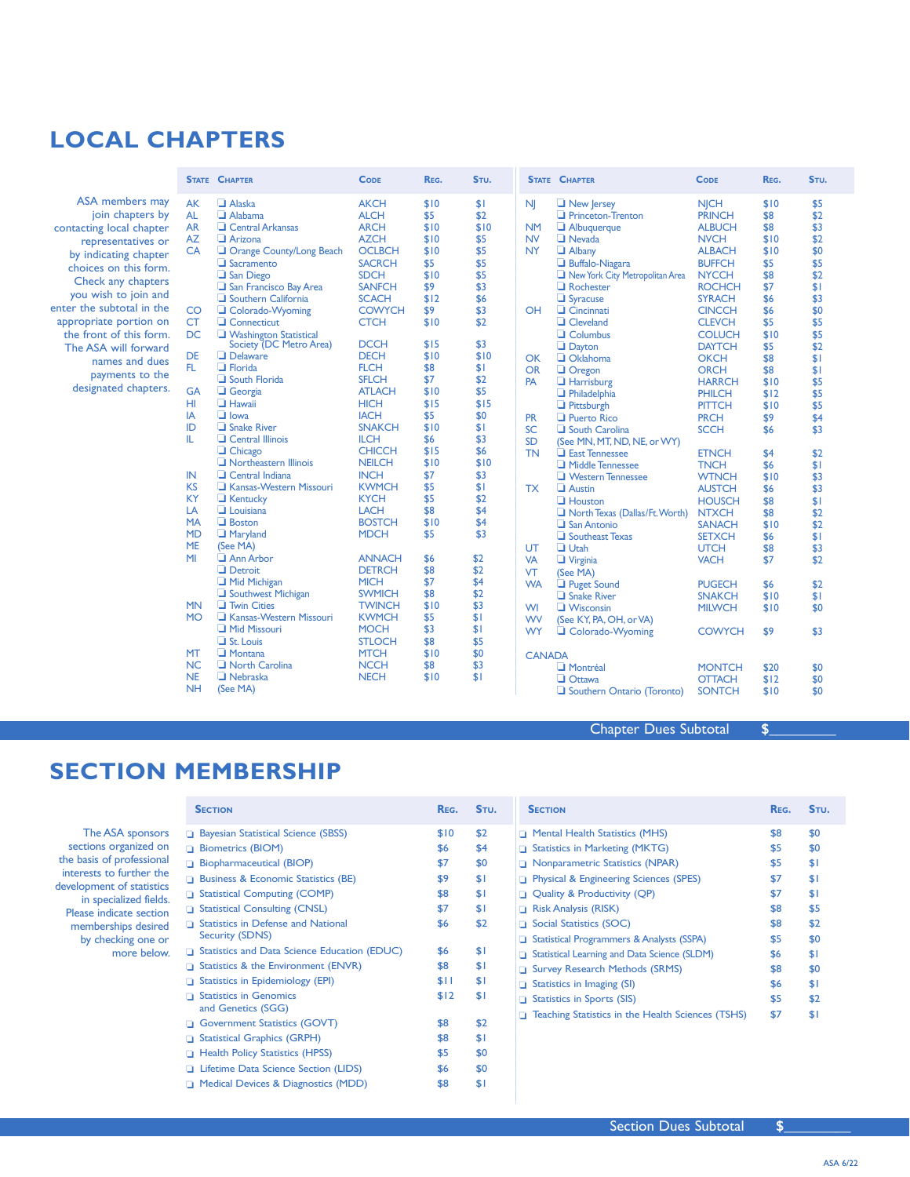# LOCAL CHAPTERS

ASA members may join chapters by contacting local chapter representatives or by indicating chapter choices on this form. Check any chapters you wish to join and enter the subtotal in the appropriate portion on the front of this form. The ASA will forward names and dues payments to the designated chapters.

| State | Chapter | Code | Reg. | Stu. |
|---|---|---|---|---|
| AK | ❑ Alaska | AKCH | $10 | $1 |
| AL | ❑ Alabama | ALCH | $5 | $2 |
| AR | ❑ Central Arkansas | ARCH | $10 | $10 |
| AZ | ❑ Arizona | AZCH | $10 | $5 |
| CA | ❑ Orange County/Long Beach | OCLBCH | $10 | $5 |
| | ❑ Sacramento | SACRCH | $5 | $5 |
| | ❑ San Diego | SDCH | $10 | $5 |
| | ❑ San Francisco Bay Area | SANFCH | $9 | $3 |
| | ❑ Southern California | SCACH | $12 | $6 |
| CO | ❑ Colorado-Wyoming | COWYCH | $9 | $3 |
| CT | ❑ Connecticut | CTCH | $10 | $2 |
| DC | ❑ Washington Statistical Society (DC Metro Area) | DCCH | $15 | $3 |
| DE | ❑ Delaware | DECH | $10 | $10 |
| FL | ❑ Florida | FLCH | $8 | $1 |
| | ❑ South Florida | SFLCH | $7 | $2 |
| GA | ❑ Georgia | ATLACH | $10 | $5 |
| HI | ❑ Hawaii | HICH | $15 | $15 |
| IA | ❑ Iowa | IACH | $5 | $0 |
| ID | ❑ Snake River | SNAKCH | $10 | $1 |
| IL | ❑ Central Illinois | ILCH | $6 | $3 |
| | ❑ Chicago | CHICCH | $15 | $6 |
| | ❑ Northeastern Illinois | NEILCH | $10 | $10 |
| IN | ❑ Central Indiana | INCH | $7 | $3 |
| KS | ❑ Kansas-Western Missouri | KWMCH | $5 | $1 |
| KY | ❑ Kentucky | KYCH | $5 | $2 |
| LA | ❑ Louisiana | LACH | $8 | $4 |
| MA | ❑ Boston | BOSTCH | $10 | $4 |
| MD | ❑ Maryland | MDCH | $5 | $3 |
| ME | (See MA) | | | |
| MI | ❑ Ann Arbor | ANNACH | $6 | $2 |
| | ❑ Detroit | DETRCH | $8 | $2 |
| | ❑ Mid Michigan | MICH | $7 | $4 |
| | ❑ Southwest Michigan | SWMICH | $8 | $2 |
| MN | ❑ Twin Cities | TWINCH | $10 | $3 |
| MO | ❑ Kansas-Western Missouri | KWMCH | $5 | $1 |
| | ❑ Mid Missouri | MOCH | $3 | $1 |
| | ❑ St. Louis | STLOCH | $8 | $5 |
| MT | ❑ Montana | MTCH | $10 | $0 |
| NC | ❑ North Carolina | NCCH | $8 | $3 |
| NE | ❑ Nebraska | NECH | $10 | $1 |
| NH | (See MA) | | | |
| NJ | ❑ New Jersey | NJCH | $10 | $5 |
| | ❑ Princeton-Trenton | PRINCH | $8 | $2 |
| NM | ❑ Albuquerque | ALBUCH | $8 | $3 |
| NV | ❑ Nevada | NVCH | $10 | $2 |
| NY | ❑ Albany | ALBACH | $10 | $0 |
| | ❑ Buffalo-Niagara | BUFFCH | $5 | $5 |
| | ❑ New York City Metropolitan Area | NYCCH | $8 | $2 |
| | ❑ Rochester | ROCHCH | $7 | $1 |
| | ❑ Syracuse | SYRACH | $6 | $3 |
| OH | ❑ Cincinnati | CINCCH | $6 | $0 |
| | ❑ Cleveland | CLEVCH | $5 | $5 |
| | ❑ Columbus | COLUCH | $10 | $5 |
| | ❑ Dayton | DAYTCH | $5 | $2 |
| OK | ❑ Oklahoma | OKCH | $8 | $1 |
| OR | ❑ Oregon | ORCH | $8 | $1 |
| PA | ❑ Harrisburg | HARRCH | $10 | $5 |
| | ❑ Philadelphia | PHILCH | $12 | $5 |
| | ❑ Pittsburgh | PITTCH | $10 | $5 |
| PR | ❑ Puerto Rico | PRCH | $9 | $4 |
| SC | ❑ South Carolina | SCCH | $6 | $3 |
| SD | (See MN, MT, ND, NE, or WY) | | | |
| TN | ❑ East Tennessee | ETNCH | $4 | $2 |
| | ❑ Middle Tennessee | TNCH | $6 | $1 |
| | ❑ Western Tennessee | WTNCH | $10 | $3 |
| TX | ❑ Austin | AUSTCH | $6 | $3 |
| | ❑ Houston | HOUSCH | $8 | $1 |
| | ❑ North Texas (Dallas/Ft. Worth) | NTXCH | $8 | $2 |
| | ❑ San Antonio | SANACH | $10 | $2 |
| | ❑ Southeast Texas | SETXCH | $6 | $1 |
| UT | ❑ Utah | UTCH | $8 | $3 |
| VA | ❑ Virginia | VACH | $7 | $2 |
| VT | (See MA) | | | |
| WA | ❑ Puget Sound | PUGECH | $6 | $2 |
| | ❑ Snake River | SNAKCH | $10 | $1 |
| WI | ❑ Wisconsin | MILWCH | $10 | $0 |
| WV | (See KY, PA, OH, or VA) | | | |
| WY | ❑ Colorado-Wyoming | COWYCH | $9 | $3 |
| CANADA | | | | |
| | ❑ Montréal | MONTCH | $20 | $0 |
| | ❑ Ottawa | OTTACH | $12 | $0 |
| | ❑ Southern Ontario (Toronto) | SONTCH | $10 | $0 |

Chapter Dues Subtotal $__________

# SECTION MEMBERSHIP

The ASA sponsors sections organized on the basis of professional interests to further the development of statistics in specialized fields. Please indicate section memberships desired by checking one or more below.

| Section | Reg. | Stu. |
|---|---|---|
| ❑ Bayesian Statistical Science (SBSS) | $10 | $2 |
| ❑ Biometrics (BIOM) | $6 | $4 |
| ❑ Biopharmaceutical (BIOP) | $7 | $0 |
| ❑ Business & Economic Statistics (BE) | $9 | $1 |
| ❑ Statistical Computing (COMP) | $8 | $1 |
| ❑ Statistical Consulting (CNSL) | $7 | $1 |
| ❑ Statistics in Defense and National Security (SDNS) | $6 | $2 |
| ❑ Statistics and Data Science Education (EDUC) | $6 | $1 |
| ❑ Statistics & the Environment (ENVR) | $8 | $1 |
| ❑ Statistics in Epidemiology (EPI) | $11 | $1 |
| ❑ Statistics in Genomics and Genetics (SGG) | $12 | $1 |
| ❑ Government Statistics (GOVT) | $8 | $2 |
| ❑ Statistical Graphics (GRPH) | $8 | $1 |
| ❑ Health Policy Statistics (HPSS) | $5 | $0 |
| ❑ Lifetime Data Science Section (LIDS) | $6 | $0 |
| ❑ Medical Devices & Diagnostics (MDD) | $8 | $1 |
| ❑ Mental Health Statistics (MHS) | $8 | $0 |
| ❑ Statistics in Marketing (MKTG) | $5 | $0 |
| ❑ Nonparametric Statistics (NPAR) | $5 | $1 |
| ❑ Physical & Engineering Sciences (SPES) | $7 | $1 |
| ❑ Quality & Productivity (QP) | $7 | $1 |
| ❑ Risk Analysis (RISK) | $8 | $5 |
| ❑ Social Statistics (SOC) | $8 | $2 |
| ❑ Statistical Programmers & Analysts (SSPA) | $5 | $0 |
| ❑ Statistical Learning and Data Science (SLDM) | $6 | $1 |
| ❑ Survey Research Methods (SRMS) | $8 | $0 |
| ❑ Statistics in Imaging (SI) | $6 | $1 |
| ❑ Statistics in Sports (SIS) | $5 | $2 |
| ❑ Teaching Statistics in the Health Sciences (TSHS) | $7 | $1 |

Section Dues Subtotal $__________

ASA 6/22